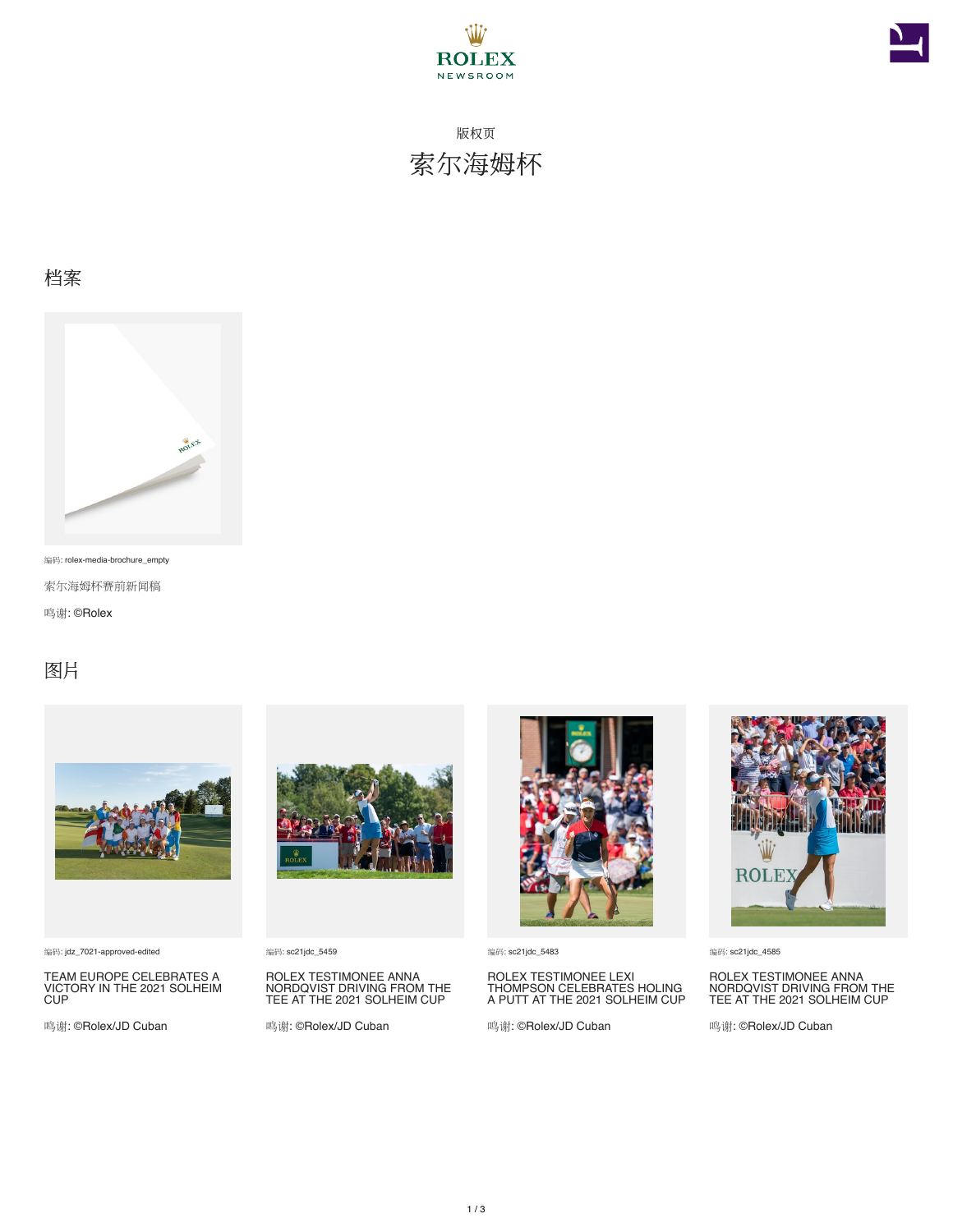版权页

# 索尔海姆杯

## 档案

编码: rolex-media-brochure_empty

索尔海姆杯赛前新闻稿

鸣谢: ©Rolex

## 图片

编码: jdz_7021-approved-edited

TEAM EUROPE CELEBRATES A VICTORY IN THE 2021 SOLHEIM CUP

鸣谢: ©Rolex/JD Cuban

编码: sc21jdc_5459

ROLEX TESTIMONEE ANNA NORDQVIST DRIVING FROM THE TEE AT THE 2021 SOLHEIM CUP

鸣谢: ©Rolex/JD Cuban

编码: sc21jdc_5483

ROLEX TESTIMONEE LEXI THOMPSON CELEBRATES HOLING A PUTT AT THE 2021 SOLHEIM CUP

鸣谢: ©Rolex/JD Cuban

编码: sc21jdc_4585

ROLEX TESTIMONEE ANNA NORDQVIST DRIVING FROM THE TEE AT THE 2021 SOLHEIM CUP

鸣谢: ©Rolex/JD Cuban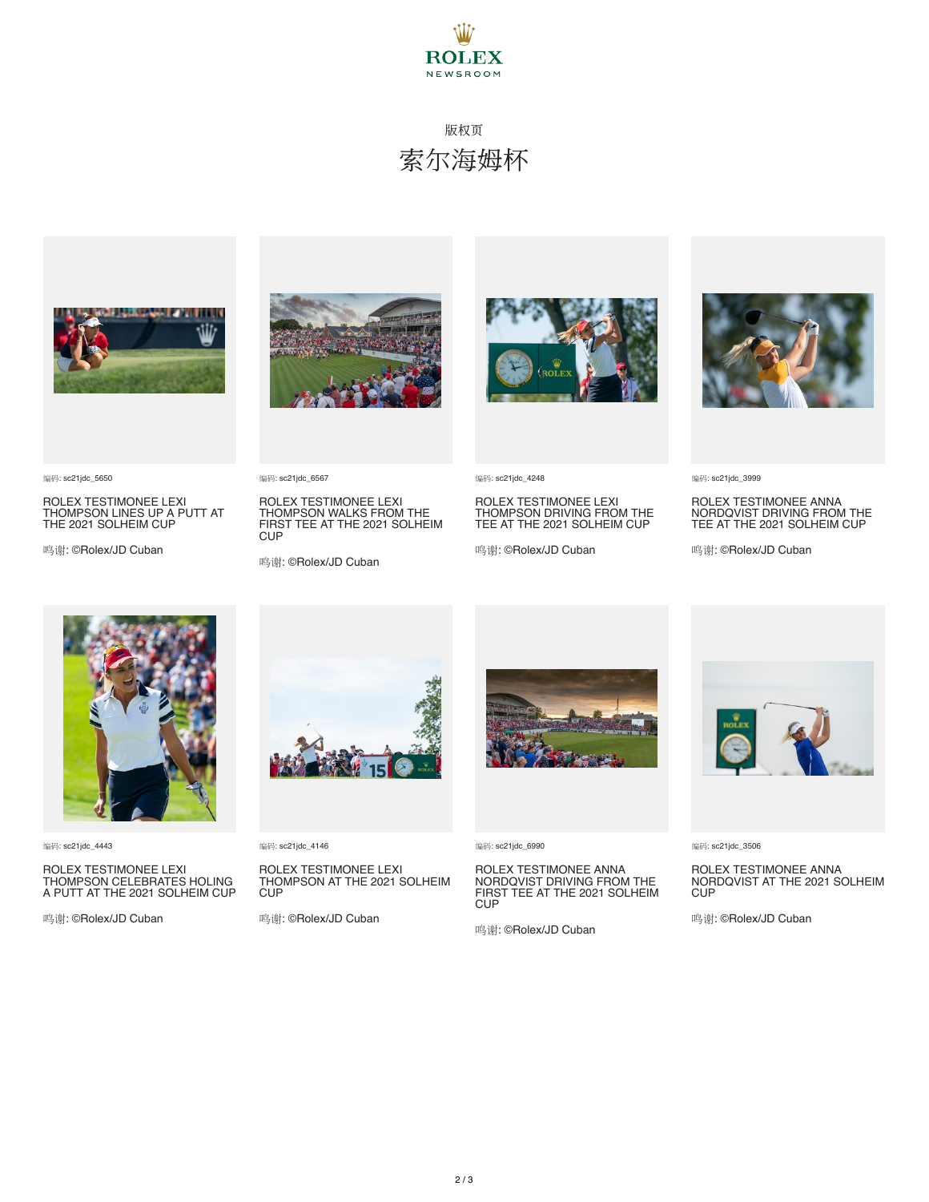ROLEX
NEWSROOM

版权页

# 索尔海姆杯

编码: sc21jdc_5650

ROLEX TESTIMONEE LEXI THOMPSON LINES UP A PUTT AT THE 2021 SOLHEIM CUP

鸣谢: ©Rolex/JD Cuban

编码: sc21jdc_6567

ROLEX TESTIMONEE LEXI THOMPSON WALKS FROM THE FIRST TEE AT THE 2021 SOLHEIM CUP

鸣谢: ©Rolex/JD Cuban

编码: sc21jdc_4248

ROLEX TESTIMONEE LEXI THOMPSON DRIVING FROM THE TEE AT THE 2021 SOLHEIM CUP

鸣谢: ©Rolex/JD Cuban

编码: sc21jdc_3999

ROLEX TESTIMONEE ANNA NORDQVIST DRIVING FROM THE TEE AT THE 2021 SOLHEIM CUP

鸣谢: ©Rolex/JD Cuban

编码: sc21jdc_4443

ROLEX TESTIMONEE LEXI THOMPSON CELEBRATES HOLING A PUTT AT THE 2021 SOLHEIM CUP

鸣谢: ©Rolex/JD Cuban

编码: sc21jdc_4146

ROLEX TESTIMONEE LEXI THOMPSON AT THE 2021 SOLHEIM CUP

鸣谢: ©Rolex/JD Cuban

编码: sc21jdc_6990

ROLEX TESTIMONEE ANNA NORDQVIST DRIVING FROM THE FIRST TEE AT THE 2021 SOLHEIM CUP

鸣谢: ©Rolex/JD Cuban

编码: sc21jdc_3506

ROLEX TESTIMONEE ANNA NORDQVIST AT THE 2021 SOLHEIM CUP

鸣谢: ©Rolex/JD Cuban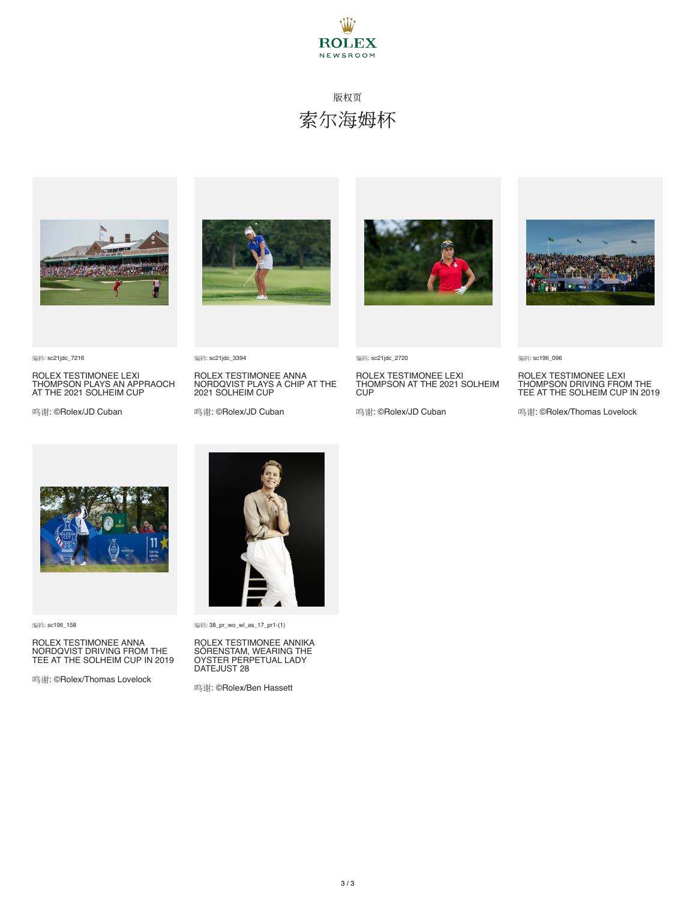ROLEX NEWSROOM

版权页

# 索尔海姆杯

编码: sc21jdc_7216

ROLEX TESTIMONEE LEXI THOMPSON PLAYS AN APPRAOCH AT THE 2021 SOLHEIM CUP

鸣谢: ©Rolex/JD Cuban

编码: sc21jdc_3394

ROLEX TESTIMONEE ANNA NORDQVIST PLAYS A CHIP AT THE 2021 SOLHEIM CUP

鸣谢: ©Rolex/JD Cuban

编码: sc21jdc_2720

ROLEX TESTIMONEE LEXI THOMPSON AT THE 2021 SOLHEIM CUP

鸣谢: ©Rolex/JD Cuban

编码: sc19tl_096

ROLEX TESTIMONEE LEXI THOMPSON DRIVING FROM THE TEE AT THE SOLHEIM CUP IN 2019

鸣谢: ©Rolex/Thomas Lovelock

编码: sc19tl_158

ROLEX TESTIMONEE ANNA NORDQVIST DRIVING FROM THE TEE AT THE SOLHEIM CUP IN 2019

鸣谢: ©Rolex/Thomas Lovelock

编码: 38_pr_wo_wl_as_17_pr1-(1)

ROLEX TESTIMONEE ANNIKA SÖRENSTAM, WEARING THE OYSTER PERPETUAL LADY DATEJUST 28

鸣谢: ©Rolex/Ben Hassett